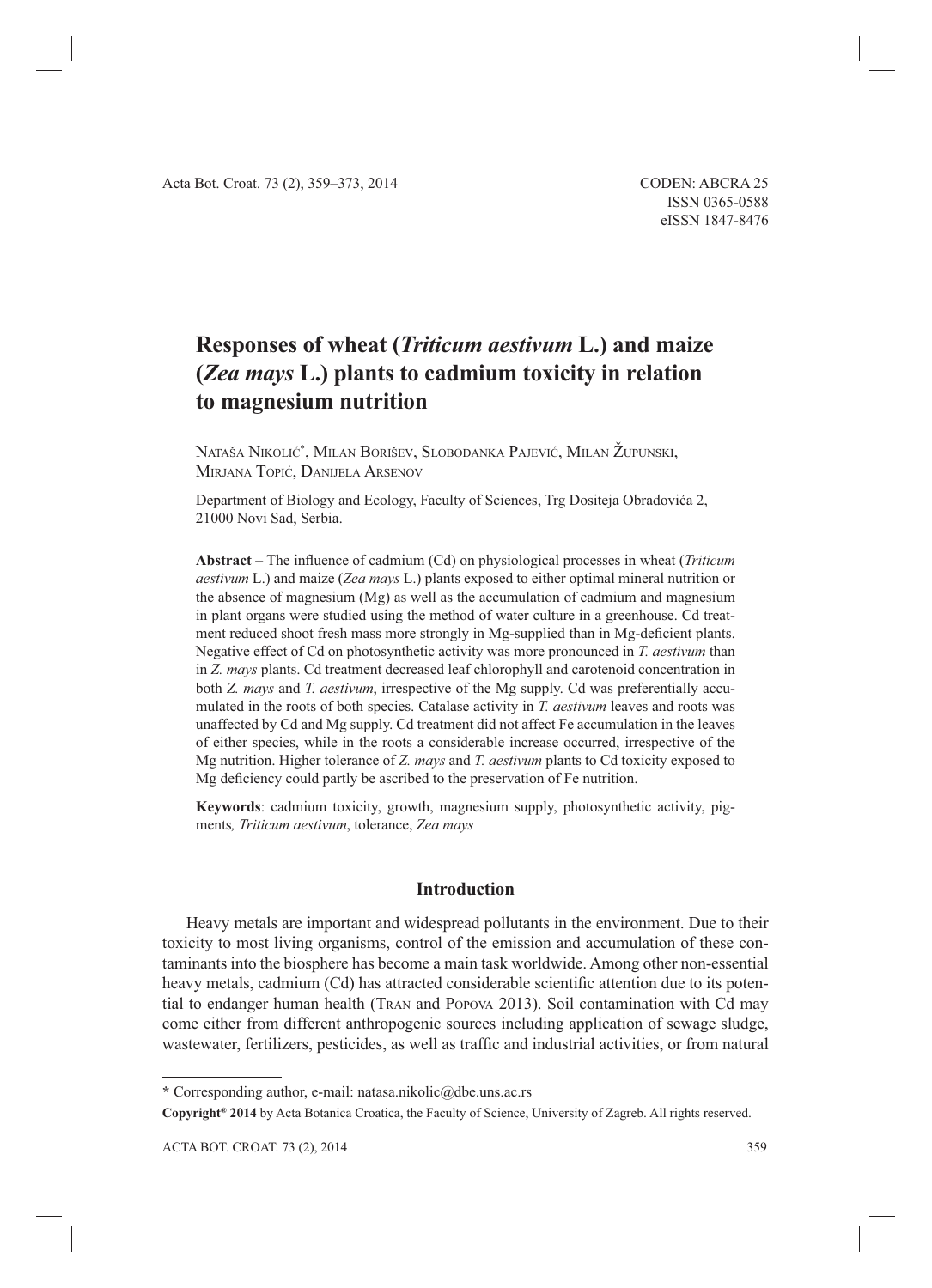# Responses of wheat (*Triticum aestivum* L.) and maize (*Zea mays* L.) plants to cadmium toxicity in relation to magnesium nutrition

Nataša Nikolić*, Milan Borišev, Slobodanka Pajević, Milan Župunski, Mirjana Topić, Danijela Arsenov

Department of Biology and Ecology, Faculty of Sciences, Trg Dositeja Obradovića 2, 21000 Novi Sad, Serbia.

**Abstract –** The influence of cadmium (Cd) on physiological processes in wheat (*Triticum aestivum* L.) and maize (*Zea mays* L.) plants exposed to either optimal mineral nutrition or the absence of magnesium (Mg) as well as the accumulation of cadmium and magnesium in plant organs were studied using the method of water culture in a greenhouse. Cd treatment reduced shoot fresh mass more strongly in Mg-supplied than in Mg-deficient plants. Negative effect of Cd on photosynthetic activity was more pronounced in *T. aestivum* than in *Z. mays* plants. Cd treatment decreased leaf chlorophyll and carotenoid concentration in both *Z. mays* and *T. aestivum*, irrespective of the Mg supply. Cd was preferentially accumulated in the roots of both species. Catalase activity in *T. aestivum* leaves and roots was unaffected by Cd and Mg supply. Cd treatment did not affect Fe accumulation in the leaves of either species, while in the roots a considerable increase occurred, irrespective of the Mg nutrition. Higher tolerance of *Z. mays* and *T. aestivum* plants to Cd toxicity exposed to Mg deficiency could partly be ascribed to the preservation of Fe nutrition.

**Keywords**: cadmium toxicity, growth, magnesium supply, photosynthetic activity, pigments, *Triticum aestivum*, tolerance, *Zea mays*

## Introduction

Heavy metals are important and widespread pollutants in the environment. Due to their toxicity to most living organisms, control of the emission and accumulation of these contaminants into the biosphere has become a main task worldwide. Among other non-essential heavy metals, cadmium (Cd) has attracted considerable scientific attention due to its potential to endanger human health (Tran and Popova 2013). Soil contamination with Cd may come either from different anthropogenic sources including application of sewage sludge, wastewater, fertilizers, pesticides, as well as traffic and industrial activities, or from natural

\* Corresponding author, e-mail: natasa.nikolic@dbe.uns.ac.rs

**Copyright® 2014** by Acta Botanica Croatica, the Faculty of Science, University of Zagreb. All rights reserved.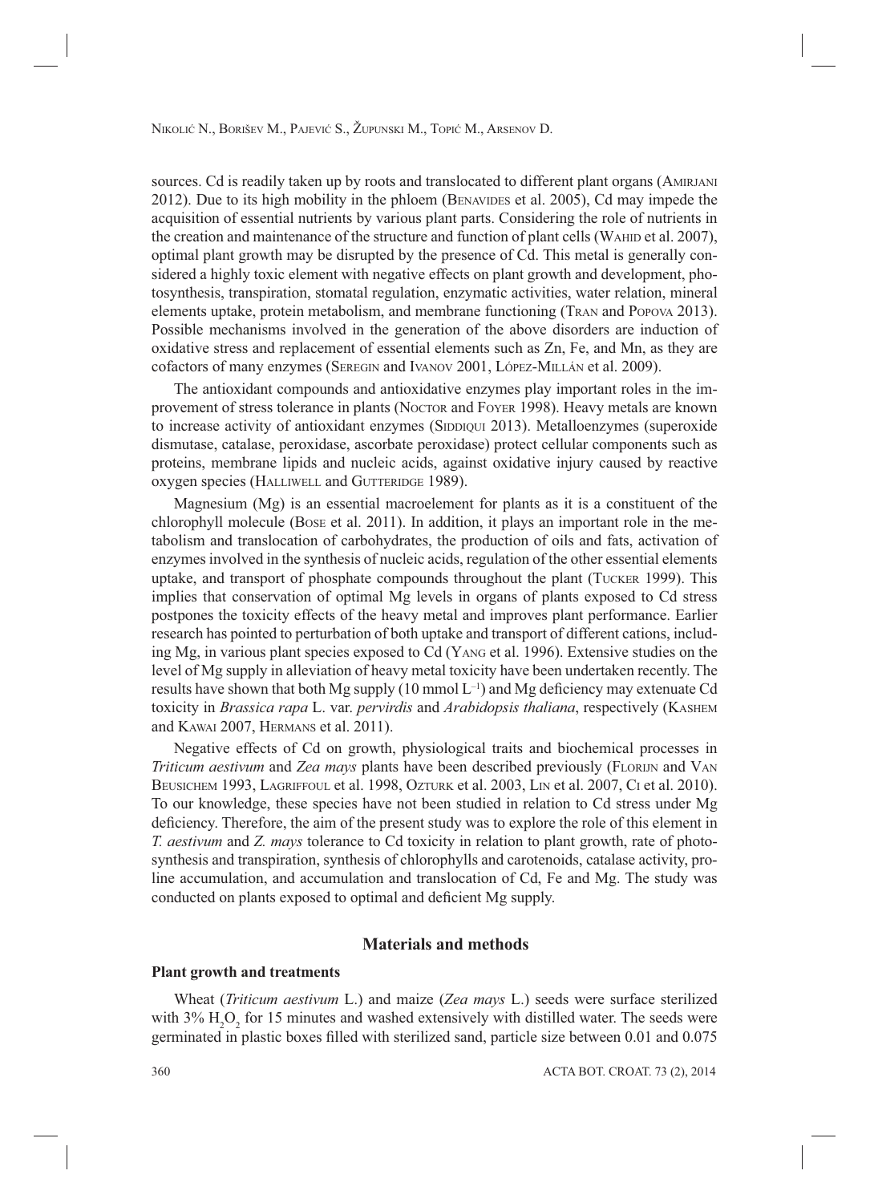sources. Cd is readily taken up by roots and translocated to different plant organs (Amirjani 2012). Due to its high mobility in the phloem (Benavides et al. 2005), Cd may impede the acquisition of essential nutrients by various plant parts. Considering the role of nutrients in the creation and maintenance of the structure and function of plant cells (Wahid et al. 2007), optimal plant growth may be disrupted by the presence of Cd. This metal is generally considered a highly toxic element with negative effects on plant growth and development, photosynthesis, transpiration, stomatal regulation, enzymatic activities, water relation, mineral elements uptake, protein metabolism, and membrane functioning (Tran and Popova 2013). Possible mechanisms involved in the generation of the above disorders are induction of oxidative stress and replacement of essential elements such as Zn, Fe, and Mn, as they are cofactors of many enzymes (Seregin and Ivanov 2001, López-Millán et al. 2009).

The antioxidant compounds and antioxidative enzymes play important roles in the improvement of stress tolerance in plants (Noctor and Foyer 1998). Heavy metals are known to increase activity of antioxidant enzymes (Siddiqui 2013). Metalloenzymes (superoxide dismutase, catalase, peroxidase, ascorbate peroxidase) protect cellular components such as proteins, membrane lipids and nucleic acids, against oxidative injury caused by reactive oxygen species (Halliwell and Gutteridge 1989).

Magnesium (Mg) is an essential macroelement for plants as it is a constituent of the chlorophyll molecule (Bose et al. 2011). In addition, it plays an important role in the metabolism and translocation of carbohydrates, the production of oils and fats, activation of enzymes involved in the synthesis of nucleic acids, regulation of the other essential elements uptake, and transport of phosphate compounds throughout the plant (Tucker 1999). This implies that conservation of optimal Mg levels in organs of plants exposed to Cd stress postpones the toxicity effects of the heavy metal and improves plant performance. Earlier research has pointed to perturbation of both uptake and transport of different cations, including Mg, in various plant species exposed to Cd (Yang et al. 1996). Extensive studies on the level of Mg supply in alleviation of heavy metal toxicity have been undertaken recently. The results have shown that both Mg supply (10 mmol $L^{-1}$) and Mg deficiency may extenuate Cd toxicity in *Brassica rapa* L. var. *pervirdis* and *Arabidopsis thaliana*, respectively (Kashem and Kawai 2007, Hermans et al. 2011).

Negative effects of Cd on growth, physiological traits and biochemical processes in *Triticum aestivum* and *Zea mays* plants have been described previously (Florijn and Van Beusichem 1993, Lagriffoul et al. 1998, Ozturk et al. 2003, Lin et al. 2007, Ci et al. 2010). To our knowledge, these species have not been studied in relation to Cd stress under Mg deficiency. Therefore, the aim of the present study was to explore the role of this element in *T. aestivum* and *Z. mays* tolerance to Cd toxicity in relation to plant growth, rate of photosynthesis and transpiration, synthesis of chlorophylls and carotenoids, catalase activity, proline accumulation, and accumulation and translocation of Cd, Fe and Mg. The study was conducted on plants exposed to optimal and deficient Mg supply.

## Materials and methods

### Plant growth and treatments

Wheat (*Triticum aestivum* L.) and maize (*Zea mays* L.) seeds were surface sterilized with 3% $H_2O_2$ for 15 minutes and washed extensively with distilled water. The seeds were germinated in plastic boxes filled with sterilized sand, particle size between 0.01 and 0.075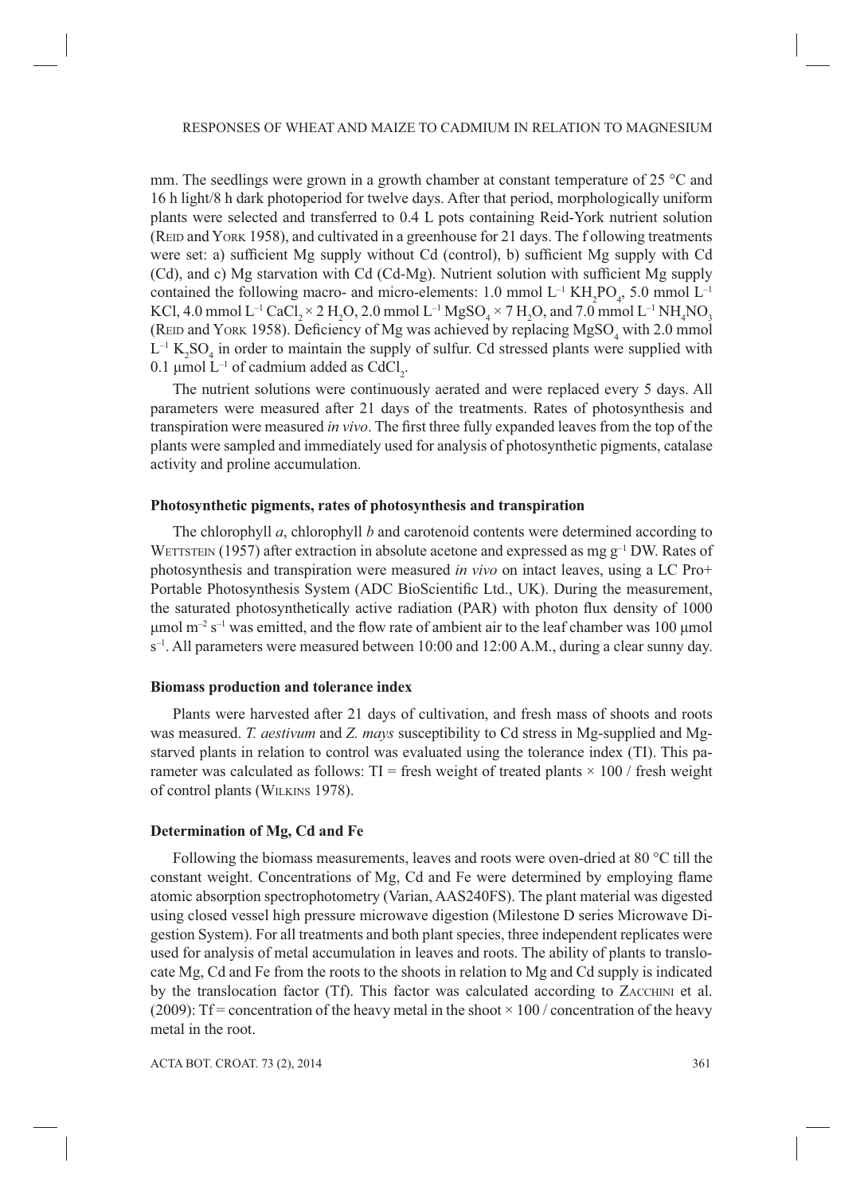mm. The seedlings were grown in a growth chamber at constant temperature of 25 °C and 16 h light/8 h dark photoperiod for twelve days. After that period, morphologically uniform plants were selected and transferred to 0.4 L pots containing Reid-York nutrient solution (Reid and York 1958), and cultivated in a greenhouse for 21 days. The following treatments were set: a) sufficient Mg supply without Cd (control), b) sufficient Mg supply with Cd (Cd), and c) Mg starvation with Cd (Cd-Mg). Nutrient solution with sufficient Mg supply contained the following macro- and micro-elements: 1.0 mmol $L^{-1}$ $KH_2PO_4$, 5.0 mmol $L^{-1}$ KCl, 4.0 mmol $L^{-1}$ $CaCl_2 \times 2\,H_2O$, 2.0 mmol $L^{-1}$ $MgSO_4 \times 7\,H_2O$, and 7.0 mmol $L^{-1}$ $NH_4NO_3$ (Reid and York 1958). Deficiency of Mg was achieved by replacing $MgSO_4$ with 2.0 mmol $L^{-1}$ $K_2SO_4$ in order to maintain the supply of sulfur. Cd stressed plants were supplied with 0.1 μmol $L^{-1}$ of cadmium added as $CdCl_2$.

The nutrient solutions were continuously aerated and were replaced every 5 days. All parameters were measured after 21 days of the treatments. Rates of photosynthesis and transpiration were measured *in vivo*. The first three fully expanded leaves from the top of the plants were sampled and immediately used for analysis of photosynthetic pigments, catalase activity and proline accumulation.

### Photosynthetic pigments, rates of photosynthesis and transpiration

The chlorophyll *a*, chlorophyll *b* and carotenoid contents were determined according to Wettstein (1957) after extraction in absolute acetone and expressed as mg $g^{-1}$ DW. Rates of photosynthesis and transpiration were measured *in vivo* on intact leaves, using a LC Pro+ Portable Photosynthesis System (ADC BioScientific Ltd., UK). During the measurement, the saturated photosynthetically active radiation (PAR) with photon flux density of 1000 μmol $m^{-2}$ $s^{-1}$ was emitted, and the flow rate of ambient air to the leaf chamber was 100 μmol $s^{-1}$. All parameters were measured between 10:00 and 12:00 A.M., during a clear sunny day.

### Biomass production and tolerance index

Plants were harvested after 21 days of cultivation, and fresh mass of shoots and roots was measured. *T. aestivum* and *Z. mays* susceptibility to Cd stress in Mg-supplied and Mg-starved plants in relation to control was evaluated using the tolerance index (TI). This parameter was calculated as follows: TI = fresh weight of treated plants × 100 / fresh weight of control plants (Wilkins 1978).

### Determination of Mg, Cd and Fe

Following the biomass measurements, leaves and roots were oven-dried at 80 °C till the constant weight. Concentrations of Mg, Cd and Fe were determined by employing flame atomic absorption spectrophotometry (Varian, AAS240FS). The plant material was digested using closed vessel high pressure microwave digestion (Milestone D series Microwave Digestion System). For all treatments and both plant species, three independent replicates were used for analysis of metal accumulation in leaves and roots. The ability of plants to translocate Mg, Cd and Fe from the roots to the shoots in relation to Mg and Cd supply is indicated by the translocation factor (Tf). This factor was calculated according to Zacchini et al. (2009): Tf = concentration of the heavy metal in the shoot × 100 / concentration of the heavy metal in the root.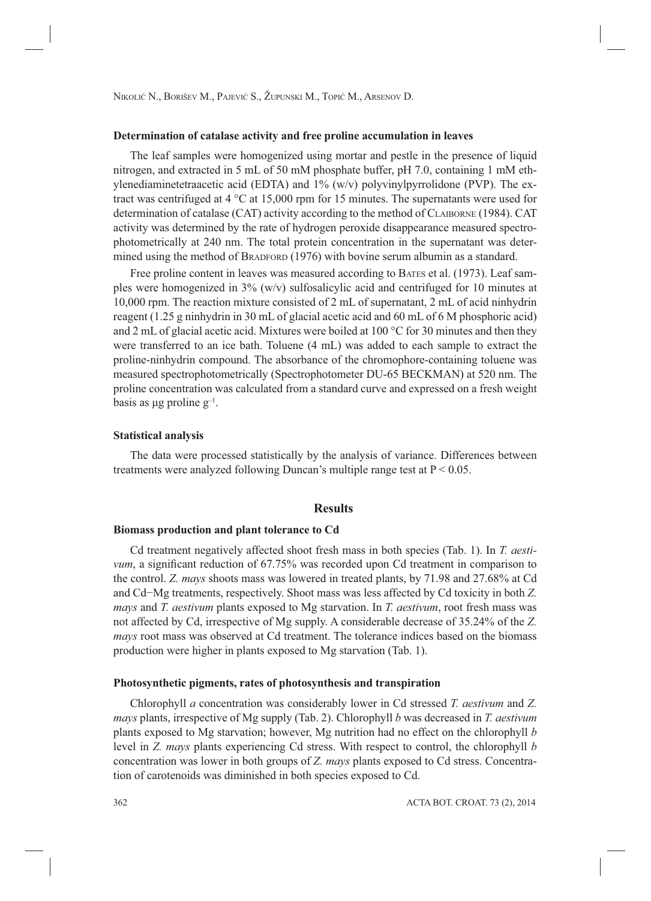### Determination of catalase activity and free proline accumulation in leaves

The leaf samples were homogenized using mortar and pestle in the presence of liquid nitrogen, and extracted in 5 mL of 50 mM phosphate buffer, pH 7.0, containing 1 mM ethylenediaminetetraacetic acid (EDTA) and 1% (w/v) polyvinylpyrrolidone (PVP). The extract was centrifuged at 4 °C at 15,000 rpm for 15 minutes. The supernatants were used for determination of catalase (CAT) activity according to the method of CLAIBORNE (1984). CAT activity was determined by the rate of hydrogen peroxide disappearance measured spectrophotometrically at 240 nm. The total protein concentration in the supernatant was determined using the method of BRADFORD (1976) with bovine serum albumin as a standard.

Free proline content in leaves was measured according to BATES et al. (1973). Leaf samples were homogenized in 3% (w/v) sulfosalicylic acid and centrifuged for 10 minutes at 10,000 rpm. The reaction mixture consisted of 2 mL of supernatant, 2 mL of acid ninhydrin reagent (1.25 g ninhydrin in 30 mL of glacial acetic acid and 60 mL of 6 M phosphoric acid) and 2 mL of glacial acetic acid. Mixtures were boiled at 100 °C for 30 minutes and then they were transferred to an ice bath. Toluene (4 mL) was added to each sample to extract the proline-ninhydrin compound. The absorbance of the chromophore-containing toluene was measured spectrophotometrically (Spectrophotometer DU-65 BECKMAN) at 520 nm. The proline concentration was calculated from a standard curve and expressed on a fresh weight basis as μg proline $g^{-1}$.

### Statistical analysis

The data were processed statistically by the analysis of variance. Differences between treatments were analyzed following Duncan's multiple range test at $P < 0.05$.

## Results

### Biomass production and plant tolerance to Cd

Cd treatment negatively affected shoot fresh mass in both species (Tab. 1). In *T. aestivum*, a significant reduction of 67.75% was recorded upon Cd treatment in comparison to the control. *Z. mays* shoots mass was lowered in treated plants, by 71.98 and 27.68% at Cd and Cd−Mg treatments, respectively. Shoot mass was less affected by Cd toxicity in both *Z. mays* and *T. aestivum* plants exposed to Mg starvation. In *T. aestivum*, root fresh mass was not affected by Cd, irrespective of Mg supply. A considerable decrease of 35.24% of the *Z. mays* root mass was observed at Cd treatment. The tolerance indices based on the biomass production were higher in plants exposed to Mg starvation (Tab. 1).

### Photosynthetic pigments, rates of photosynthesis and transpiration

Chlorophyll *a* concentration was considerably lower in Cd stressed *T. aestivum* and *Z. mays* plants, irrespective of Mg supply (Tab. 2). Chlorophyll *b* was decreased in *T. aestivum* plants exposed to Mg starvation; however, Mg nutrition had no effect on the chlorophyll *b* level in *Z. mays* plants experiencing Cd stress. With respect to control, the chlorophyll *b* concentration was lower in both groups of *Z. mays* plants exposed to Cd stress. Concentration of carotenoids was diminished in both species exposed to Cd.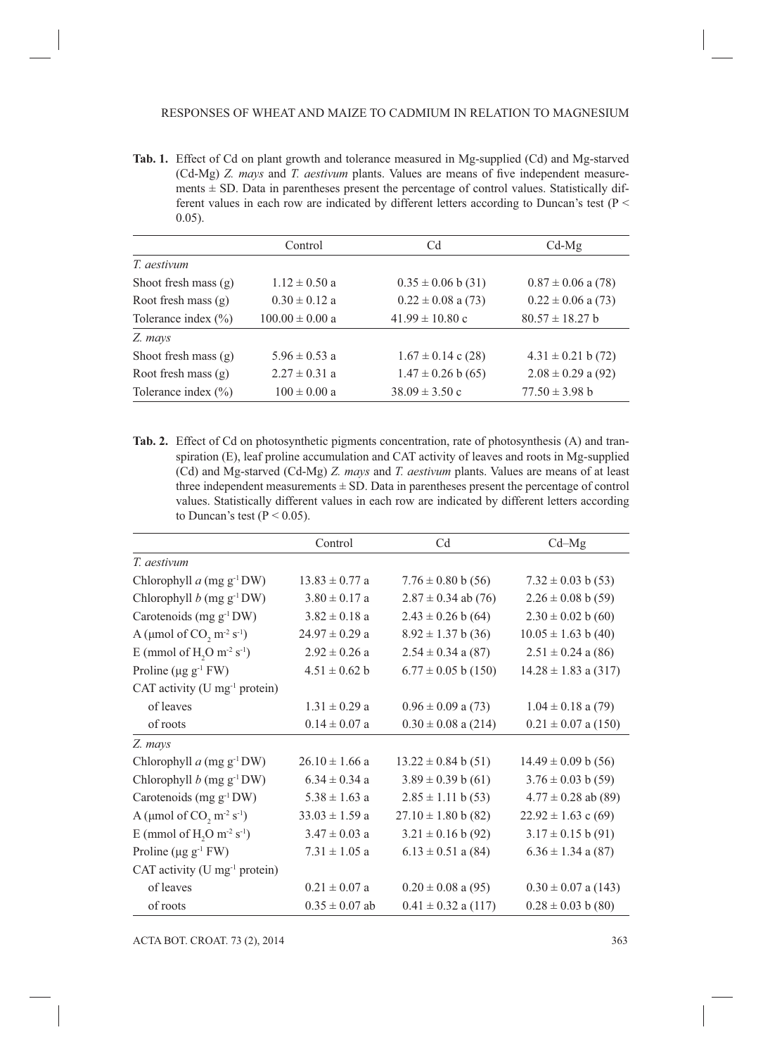**Tab. 1.** Effect of Cd on plant growth and tolerance measured in Mg-supplied (Cd) and Mg-starved (Cd-Mg) *Z. mays* and *T. aestivum* plants. Values are means of five independent measurements ± SD. Data in parentheses present the percentage of control values. Statistically different values in each row are indicated by different letters according to Duncan's test ($P < 0.05$).

| | Control | Cd | Cd-Mg |
|---|---|---|---|
| *T. aestivum* | | | |
| Shoot fresh mass (g) | 1.12 ± 0.50 a | 0.35 ± 0.06 b (31) | 0.87 ± 0.06 a (78) |
| Root fresh mass (g) | 0.30 ± 0.12 a | 0.22 ± 0.08 a (73) | 0.22 ± 0.06 a (73) |
| Tolerance index (%) | 100.00 ± 0.00 a | 41.99 ± 10.80 c | 80.57 ± 18.27 b |
| *Z. mays* | | | |
| Shoot fresh mass (g) | 5.96 ± 0.53 a | 1.67 ± 0.14 c (28) | 4.31 ± 0.21 b (72) |
| Root fresh mass (g) | 2.27 ± 0.31 a | 1.47 ± 0.26 b (65) | 2.08 ± 0.29 a (92) |
| Tolerance index (%) | 100 ± 0.00 a | 38.09 ± 3.50 c | 77.50 ± 3.98 b |

**Tab. 2.** Effect of Cd on photosynthetic pigments concentration, rate of photosynthesis (A) and transpiration (E), leaf proline accumulation and CAT activity of leaves and roots in Mg-supplied (Cd) and Mg-starved (Cd-Mg) *Z. mays* and *T. aestivum* plants. Values are means of at least three independent measurements ± SD. Data in parentheses present the percentage of control values. Statistically different values in each row are indicated by different letters according to Duncan's test ($P < 0.05$).

| | Control | Cd | Cd–Mg |
|---|---|---|---|
| *T. aestivum* | | | |
| Chlorophyll *a* (mg $g^{-1}$ DW) | 13.83 ± 0.77 a | 7.76 ± 0.80 b (56) | 7.32 ± 0.03 b (53) |
| Chlorophyll *b* (mg $g^{-1}$ DW) | 3.80 ± 0.17 a | 2.87 ± 0.34 ab (76) | 2.26 ± 0.08 b (59) |
| Carotenoids (mg $g^{-1}$ DW) | 3.82 ± 0.18 a | 2.43 ± 0.26 b (64) | 2.30 ± 0.02 b (60) |
| A (μmol of $CO_2$ $m^{-2}$ $s^{-1}$) | 24.97 ± 0.29 a | 8.92 ± 1.37 b (36) | 10.05 ± 1.63 b (40) |
| E (mmol of $H_2O$ $m^{-2}$ $s^{-1}$) | 2.92 ± 0.26 a | 2.54 ± 0.34 a (87) | 2.51 ± 0.24 a (86) |
| Proline (μg $g^{-1}$ FW) | 4.51 ± 0.62 b | 6.77 ± 0.05 b (150) | 14.28 ± 1.83 a (317) |
| CAT activity (U $mg^{-1}$ protein) | | | |
| of leaves | 1.31 ± 0.29 a | 0.96 ± 0.09 a (73) | 1.04 ± 0.18 a (79) |
| of roots | 0.14 ± 0.07 a | 0.30 ± 0.08 a (214) | 0.21 ± 0.07 a (150) |
| *Z. mays* | | | |
| Chlorophyll *a* (mg $g^{-1}$ DW) | 26.10 ± 1.66 a | 13.22 ± 0.84 b (51) | 14.49 ± 0.09 b (56) |
| Chlorophyll *b* (mg $g^{-1}$ DW) | 6.34 ± 0.34 a | 3.89 ± 0.39 b (61) | 3.76 ± 0.03 b (59) |
| Carotenoids (mg $g^{-1}$ DW) | 5.38 ± 1.63 a | 2.85 ± 1.11 b (53) | 4.77 ± 0.28 ab (89) |
| A (μmol of $CO_2$ $m^{-2}$ $s^{-1}$) | 33.03 ± 1.59 a | 27.10 ± 1.80 b (82) | 22.92 ± 1.63 c (69) |
| E (mmol of $H_2O$ $m^{-2}$ $s^{-1}$) | 3.47 ± 0.03 a | 3.21 ± 0.16 b (92) | 3.17 ± 0.15 b (91) |
| Proline (μg $g^{-1}$ FW) | 7.31 ± 1.05 a | 6.13 ± 0.51 a (84) | 6.36 ± 1.34 a (87) |
| CAT activity (U $mg^{-1}$ protein) | | | |
| of leaves | 0.21 ± 0.07 a | 0.20 ± 0.08 a (95) | 0.30 ± 0.07 a (143) |
| of roots | 0.35 ± 0.07 ab | 0.41 ± 0.32 a (117) | 0.28 ± 0.03 b (80) |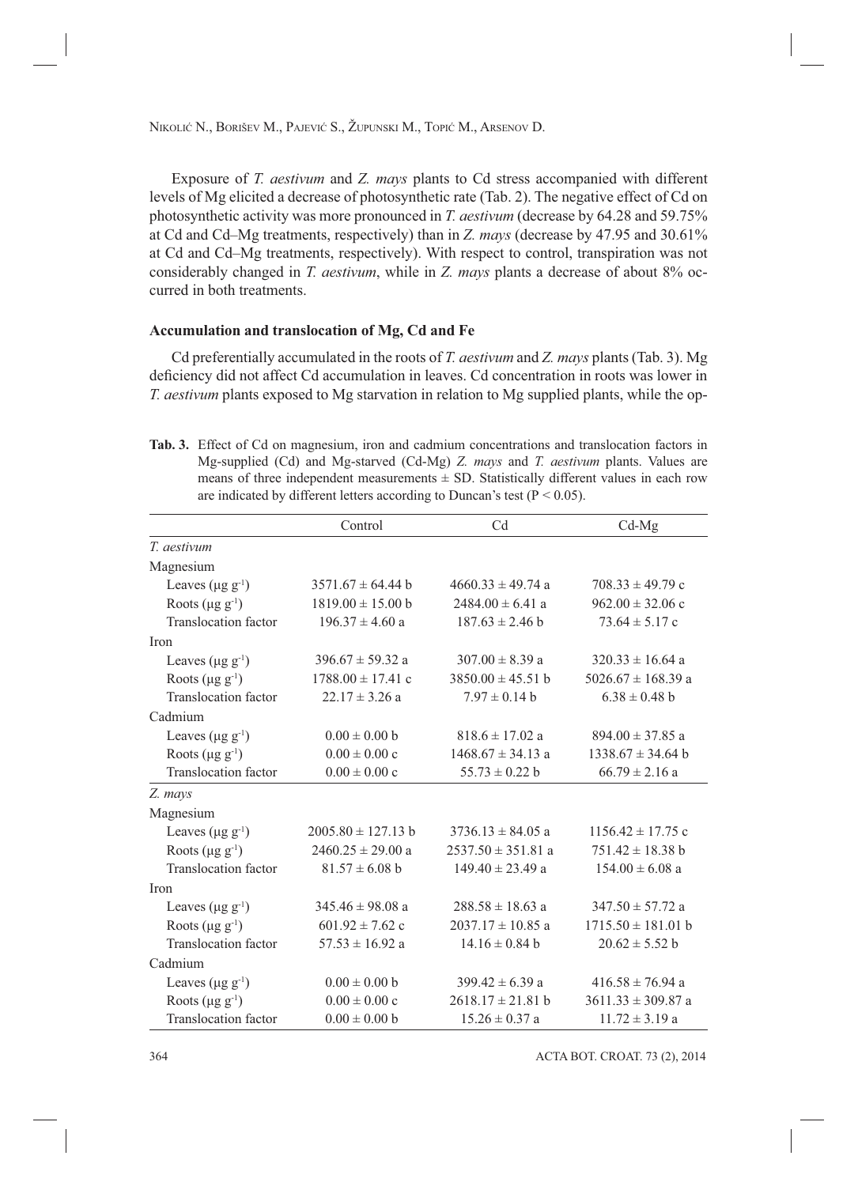Exposure of *T. aestivum* and *Z. mays* plants to Cd stress accompanied with different levels of Mg elicited a decrease of photosynthetic rate (Tab. 2). The negative effect of Cd on photosynthetic activity was more pronounced in *T. aestivum* (decrease by 64.28 and 59.75% at Cd and Cd–Mg treatments, respectively) than in *Z. mays* (decrease by 47.95 and 30.61% at Cd and Cd–Mg treatments, respectively). With respect to control, transpiration was not considerably changed in *T. aestivum*, while in *Z. mays* plants a decrease of about 8% occurred in both treatments.

### Accumulation and translocation of Mg, Cd and Fe

Cd preferentially accumulated in the roots of *T. aestivum* and *Z. mays* plants (Tab. 3). Mg deficiency did not affect Cd accumulation in leaves. Cd concentration in roots was lower in *T. aestivum* plants exposed to Mg starvation in relation to Mg supplied plants, while the op-

**Tab. 3.** Effect of Cd on magnesium, iron and cadmium concentrations and translocation factors in Mg-supplied (Cd) and Mg-starved (Cd-Mg) *Z. mays* and *T. aestivum* plants. Values are means of three independent measurements ± SD. Statistically different values in each row are indicated by different letters according to Duncan's test ($P < 0.05$).

| | Control | Cd | Cd-Mg |
|---|---|---|---|
| *T. aestivum* | | | |
| Magnesium | | | |
| Leaves ($\mu g\ g^{-1}$) | 3571.67 ± 64.44 b | 4660.33 ± 49.74 a | 708.33 ± 49.79 c |
| Roots ($\mu g\ g^{-1}$) | 1819.00 ± 15.00 b | 2484.00 ± 6.41 a | 962.00 ± 32.06 c |
| Translocation factor | 196.37 ± 4.60 a | 187.63 ± 2.46 b | 73.64 ± 5.17 c |
| Iron | | | |
| Leaves ($\mu g\ g^{-1}$) | 396.67 ± 59.32 a | 307.00 ± 8.39 a | 320.33 ± 16.64 a |
| Roots ($\mu g\ g^{-1}$) | 1788.00 ± 17.41 c | 3850.00 ± 45.51 b | 5026.67 ± 168.39 a |
| Translocation factor | 22.17 ± 3.26 a | 7.97 ± 0.14 b | 6.38 ± 0.48 b |
| Cadmium | | | |
| Leaves ($\mu g\ g^{-1}$) | 0.00 ± 0.00 b | 818.6 ± 17.02 a | 894.00 ± 37.85 a |
| Roots ($\mu g\ g^{-1}$) | 0.00 ± 0.00 c | 1468.67 ± 34.13 a | 1338.67 ± 34.64 b |
| Translocation factor | 0.00 ± 0.00 c | 55.73 ± 0.22 b | 66.79 ± 2.16 a |
| *Z. mays* | | | |
| Magnesium | | | |
| Leaves ($\mu g\ g^{-1}$) | 2005.80 ± 127.13 b | 3736.13 ± 84.05 a | 1156.42 ± 17.75 c |
| Roots ($\mu g\ g^{-1}$) | 2460.25 ± 29.00 a | 2537.50 ± 351.81 a | 751.42 ± 18.38 b |
| Translocation factor | 81.57 ± 6.08 b | 149.40 ± 23.49 a | 154.00 ± 6.08 a |
| Iron | | | |
| Leaves ($\mu g\ g^{-1}$) | 345.46 ± 98.08 a | 288.58 ± 18.63 a | 347.50 ± 57.72 a |
| Roots ($\mu g\ g^{-1}$) | 601.92 ± 7.62 c | 2037.17 ± 10.85 a | 1715.50 ± 181.01 b |
| Translocation factor | 57.53 ± 16.92 a | 14.16 ± 0.84 b | 20.62 ± 5.52 b |
| Cadmium | | | |
| Leaves ($\mu g\ g^{-1}$) | 0.00 ± 0.00 b | 399.42 ± 6.39 a | 416.58 ± 76.94 a |
| Roots ($\mu g\ g^{-1}$) | 0.00 ± 0.00 c | 2618.17 ± 21.81 b | 3611.33 ± 309.87 a |
| Translocation factor | 0.00 ± 0.00 b | 15.26 ± 0.37 a | 11.72 ± 3.19 a |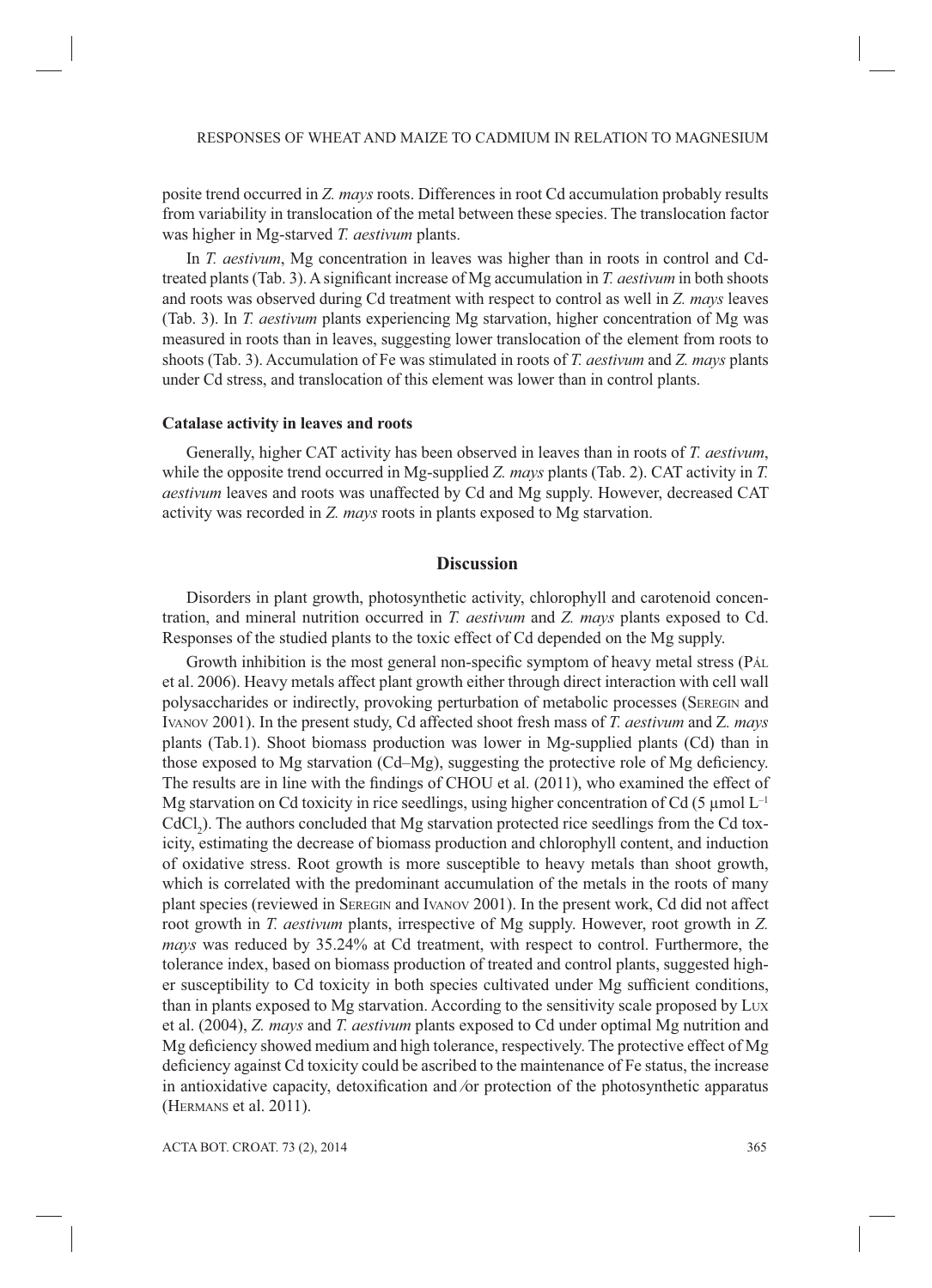posite trend occurred in *Z. mays* roots. Differences in root Cd accumulation probably results from variability in translocation of the metal between these species. The translocation factor was higher in Mg-starved *T. aestivum* plants.

In *T. aestivum*, Mg concentration in leaves was higher than in roots in control and Cd-treated plants (Tab. 3). A significant increase of Mg accumulation in *T. aestivum* in both shoots and roots was observed during Cd treatment with respect to control as well in *Z. mays* leaves (Tab. 3). In *T. aestivum* plants experiencing Mg starvation, higher concentration of Mg was measured in roots than in leaves, suggesting lower translocation of the element from roots to shoots (Tab. 3). Accumulation of Fe was stimulated in roots of *T. aestivum* and *Z. mays* plants under Cd stress, and translocation of this element was lower than in control plants.

### Catalase activity in leaves and roots

Generally, higher CAT activity has been observed in leaves than in roots of *T. aestivum*, while the opposite trend occurred in Mg-supplied *Z. mays* plants (Tab. 2). CAT activity in *T. aestivum* leaves and roots was unaffected by Cd and Mg supply. However, decreased CAT activity was recorded in *Z. mays* roots in plants exposed to Mg starvation.

## Discussion

Disorders in plant growth, photosynthetic activity, chlorophyll and carotenoid concentration, and mineral nutrition occurred in *T. aestivum* and *Z. mays* plants exposed to Cd. Responses of the studied plants to the toxic effect of Cd depended on the Mg supply.

Growth inhibition is the most general non-specific symptom of heavy metal stress (PÁL et al. 2006). Heavy metals affect plant growth either through direct interaction with cell wall polysaccharides or indirectly, provoking perturbation of metabolic processes (SEREGIN and IVANOV 2001). In the present study, Cd affected shoot fresh mass of *T. aestivum* and *Z. mays* plants (Tab.1). Shoot biomass production was lower in Mg-supplied plants (Cd) than in those exposed to Mg starvation (Cd–Mg), suggesting the protective role of Mg deficiency. The results are in line with the findings of CHOU et al. (2011), who examined the effect of Mg starvation on Cd toxicity in rice seedlings, using higher concentration of Cd (5 µmol $L^{-1}$ $CdCl_2$). The authors concluded that Mg starvation protected rice seedlings from the Cd toxicity, estimating the decrease of biomass production and chlorophyll content, and induction of oxidative stress. Root growth is more susceptible to heavy metals than shoot growth, which is correlated with the predominant accumulation of the metals in the roots of many plant species (reviewed in SEREGIN and IVANOV 2001). In the present work, Cd did not affect root growth in *T. aestivum* plants, irrespective of Mg supply. However, root growth in *Z. mays* was reduced by 35.24% at Cd treatment, with respect to control. Furthermore, the tolerance index, based on biomass production of treated and control plants, suggested higher susceptibility to Cd toxicity in both species cultivated under Mg sufficient conditions, than in plants exposed to Mg starvation. According to the sensitivity scale proposed by LUX et al. (2004), *Z. mays* and *T. aestivum* plants exposed to Cd under optimal Mg nutrition and Mg deficiency showed medium and high tolerance, respectively. The protective effect of Mg deficiency against Cd toxicity could be ascribed to the maintenance of Fe status, the increase in antioxidative capacity, detoxification and ⁄or protection of the photosynthetic apparatus (HERMANS et al. 2011).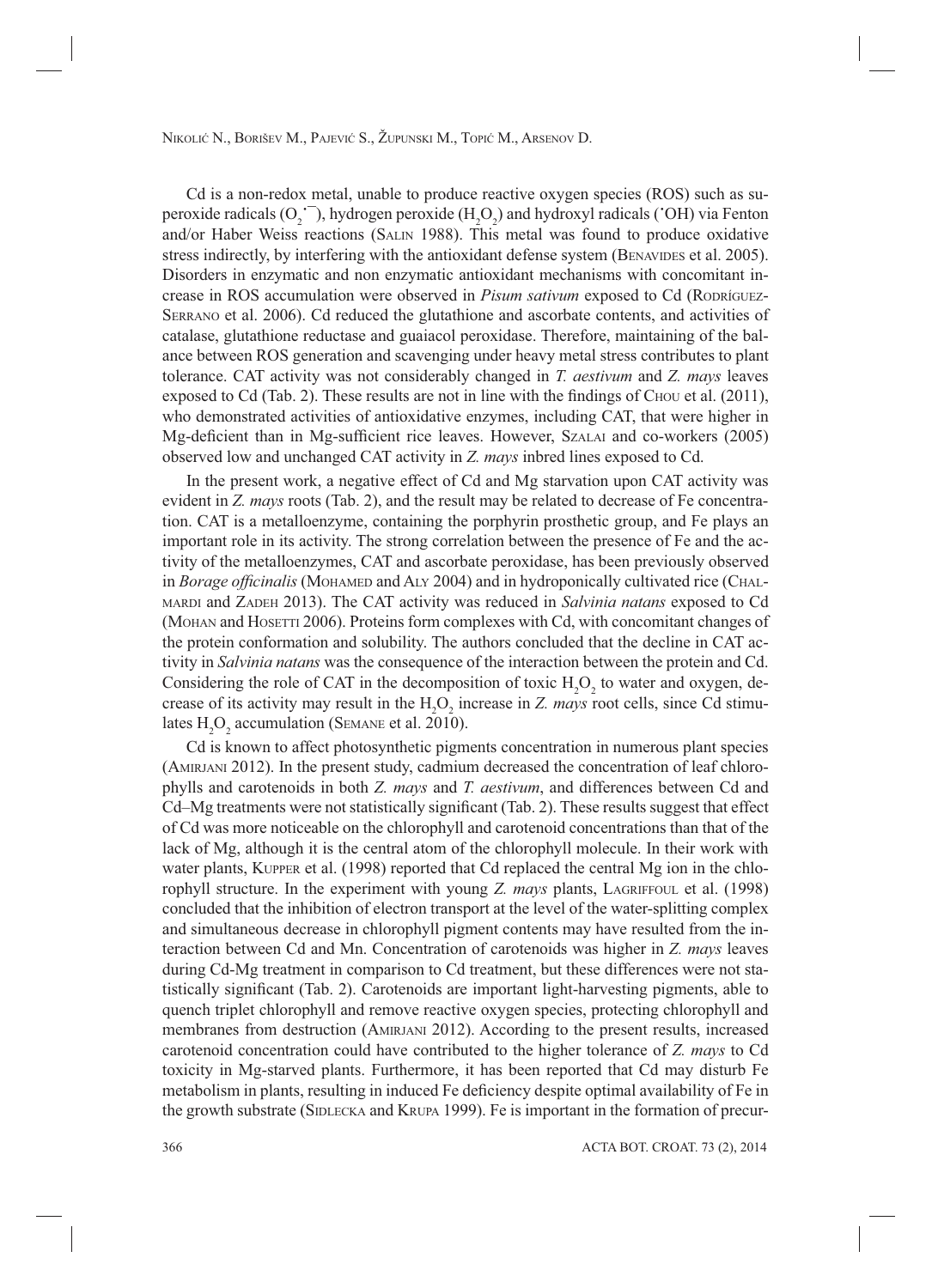Cd is a non-redox metal, unable to produce reactive oxygen species (ROS) such as superoxide radicals ($O_2^{\cdot-}$), hydrogen peroxide ($H_2O_2$) and hydroxyl radicals ($^{\cdot}OH$) via Fenton and/or Haber Weiss reactions (Salin 1988). This metal was found to produce oxidative stress indirectly, by interfering with the antioxidant defense system (Benavides et al. 2005). Disorders in enzymatic and non enzymatic antioxidant mechanisms with concomitant increase in ROS accumulation were observed in *Pisum sativum* exposed to Cd (Rodríguez-Serrano et al. 2006). Cd reduced the glutathione and ascorbate contents, and activities of catalase, glutathione reductase and guaiacol peroxidase. Therefore, maintaining of the balance between ROS generation and scavenging under heavy metal stress contributes to plant tolerance. CAT activity was not considerably changed in *T. aestivum* and *Z. mays* leaves exposed to Cd (Tab. 2). These results are not in line with the findings of Chou et al. (2011), who demonstrated activities of antioxidative enzymes, including CAT, that were higher in Mg-deficient than in Mg-sufficient rice leaves. However, Szalai and co-workers (2005) observed low and unchanged CAT activity in *Z. mays* inbred lines exposed to Cd.

In the present work, a negative effect of Cd and Mg starvation upon CAT activity was evident in *Z. mays* roots (Tab. 2), and the result may be related to decrease of Fe concentration. CAT is a metalloenzyme, containing the porphyrin prosthetic group, and Fe plays an important role in its activity. The strong correlation between the presence of Fe and the activity of the metalloenzymes, CAT and ascorbate peroxidase, has been previously observed in *Borage officinalis* (Mohamed and Aly 2004) and in hydroponically cultivated rice (Chalmardi and Zadeh 2013). The CAT activity was reduced in *Salvinia natans* exposed to Cd (Mohan and Hosetti 2006). Proteins form complexes with Cd, with concomitant changes of the protein conformation and solubility. The authors concluded that the decline in CAT activity in *Salvinia natans* was the consequence of the interaction between the protein and Cd. Considering the role of CAT in the decomposition of toxic $H_2O_2$ to water and oxygen, decrease of its activity may result in the $H_2O_2$ increase in *Z. mays* root cells, since Cd stimulates $H_2O_2$ accumulation (Semane et al. 2010).

Cd is known to affect photosynthetic pigments concentration in numerous plant species (Amirjani 2012). In the present study, cadmium decreased the concentration of leaf chlorophylls and carotenoids in both *Z. mays* and *T. aestivum*, and differences between Cd and Cd–Mg treatments were not statistically significant (Tab. 2). These results suggest that effect of Cd was more noticeable on the chlorophyll and carotenoid concentrations than that of the lack of Mg, although it is the central atom of the chlorophyll molecule. In their work with water plants, Kupper et al. (1998) reported that Cd replaced the central Mg ion in the chlorophyll structure. In the experiment with young *Z. mays* plants, Lagriffoul et al. (1998) concluded that the inhibition of electron transport at the level of the water-splitting complex and simultaneous decrease in chlorophyll pigment contents may have resulted from the interaction between Cd and Mn. Concentration of carotenoids was higher in *Z. mays* leaves during Cd-Mg treatment in comparison to Cd treatment, but these differences were not statistically significant (Tab. 2). Carotenoids are important light-harvesting pigments, able to quench triplet chlorophyll and remove reactive oxygen species, protecting chlorophyll and membranes from destruction (Amirjani 2012). According to the present results, increased carotenoid concentration could have contributed to the higher tolerance of *Z. mays* to Cd toxicity in Mg-starved plants. Furthermore, it has been reported that Cd may disturb Fe metabolism in plants, resulting in induced Fe deficiency despite optimal availability of Fe in the growth substrate (Sidlecka and Krupa 1999). Fe is important in the formation of precur-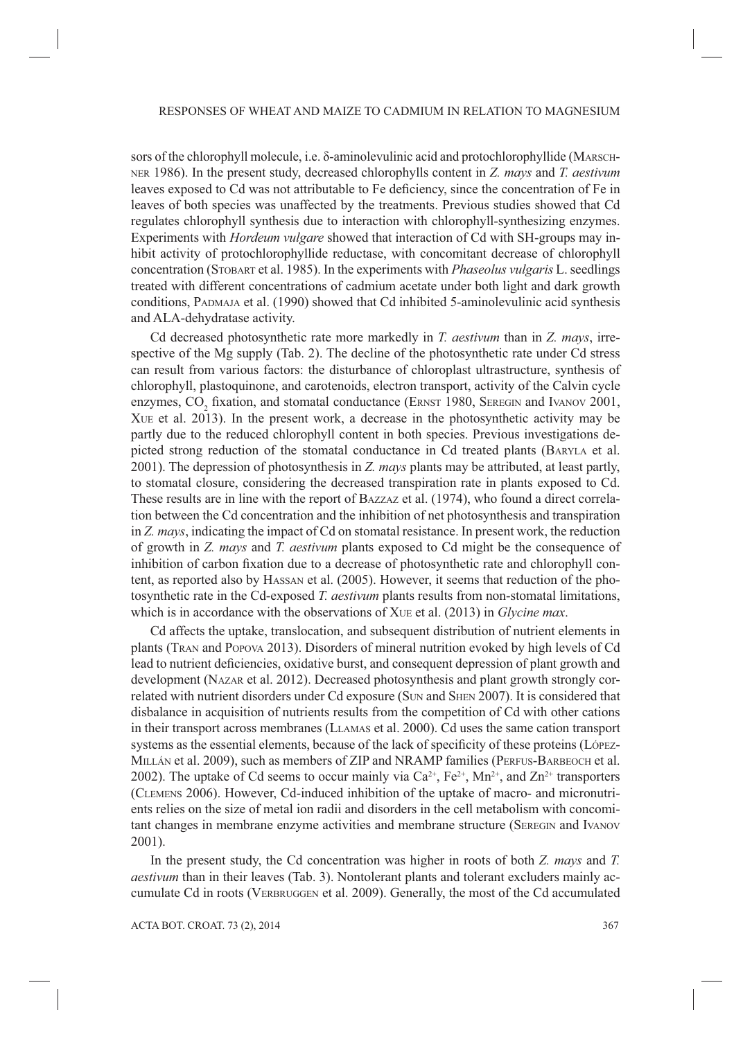sors of the chlorophyll molecule, i.e. δ-aminolevulinic acid and protochlorophyllide (Marschner 1986). In the present study, decreased chlorophylls content in *Z. mays* and *T. aestivum* leaves exposed to Cd was not attributable to Fe deficiency, since the concentration of Fe in leaves of both species was unaffected by the treatments. Previous studies showed that Cd regulates chlorophyll synthesis due to interaction with chlorophyll-synthesizing enzymes. Experiments with *Hordeum vulgare* showed that interaction of Cd with SH-groups may inhibit activity of protochlorophyllide reductase, with concomitant decrease of chlorophyll concentration (Stobart et al. 1985). In the experiments with *Phaseolus vulgaris* L. seedlings treated with different concentrations of cadmium acetate under both light and dark growth conditions, Padmaja et al. (1990) showed that Cd inhibited 5-aminolevulinic acid synthesis and ALA-dehydratase activity.

Cd decreased photosynthetic rate more markedly in *T. aestivum* than in *Z. mays*, irrespective of the Mg supply (Tab. 2). The decline of the photosynthetic rate under Cd stress can result from various factors: the disturbance of chloroplast ultrastructure, synthesis of chlorophyll, plastoquinone, and carotenoids, electron transport, activity of the Calvin cycle enzymes, $CO_2$ fixation, and stomatal conductance (Ernst 1980, Seregin and Ivanov 2001, Xue et al. 2013). In the present work, a decrease in the photosynthetic activity may be partly due to the reduced chlorophyll content in both species. Previous investigations depicted strong reduction of the stomatal conductance in Cd treated plants (Baryla et al. 2001). The depression of photosynthesis in *Z. mays* plants may be attributed, at least partly, to stomatal closure, considering the decreased transpiration rate in plants exposed to Cd. These results are in line with the report of Bazzaz et al. (1974), who found a direct correlation between the Cd concentration and the inhibition of net photosynthesis and transpiration in *Z. mays*, indicating the impact of Cd on stomatal resistance. In present work, the reduction of growth in *Z. mays* and *T. aestivum* plants exposed to Cd might be the consequence of inhibition of carbon fixation due to a decrease of photosynthetic rate and chlorophyll content, as reported also by Hassan et al. (2005). However, it seems that reduction of the photosynthetic rate in the Cd-exposed *T. aestivum* plants results from non-stomatal limitations, which is in accordance with the observations of Xue et al. (2013) in *Glycine max*.

Cd affects the uptake, translocation, and subsequent distribution of nutrient elements in plants (Tran and Popova 2013). Disorders of mineral nutrition evoked by high levels of Cd lead to nutrient deficiencies, oxidative burst, and consequent depression of plant growth and development (Nazar et al. 2012). Decreased photosynthesis and plant growth strongly correlated with nutrient disorders under Cd exposure (Sun and Shen 2007). It is considered that disbalance in acquisition of nutrients results from the competition of Cd with other cations in their transport across membranes (Llamas et al. 2000). Cd uses the same cation transport systems as the essential elements, because of the lack of specificity of these proteins (López-Millán et al. 2009), such as members of ZIP and NRAMP families (Perfus-Barbeoch et al. 2002). The uptake of Cd seems to occur mainly via $Ca^{2+}$, $Fe^{2+}$, $Mn^{2+}$, and $Zn^{2+}$ transporters (Clemens 2006). However, Cd-induced inhibition of the uptake of macro- and micronutrients relies on the size of metal ion radii and disorders in the cell metabolism with concomitant changes in membrane enzyme activities and membrane structure (Seregin and Ivanov 2001).

In the present study, the Cd concentration was higher in roots of both *Z. mays* and *T. aestivum* than in their leaves (Tab. 3). Nontolerant plants and tolerant excluders mainly accumulate Cd in roots (Verbruggen et al. 2009). Generally, the most of the Cd accumulated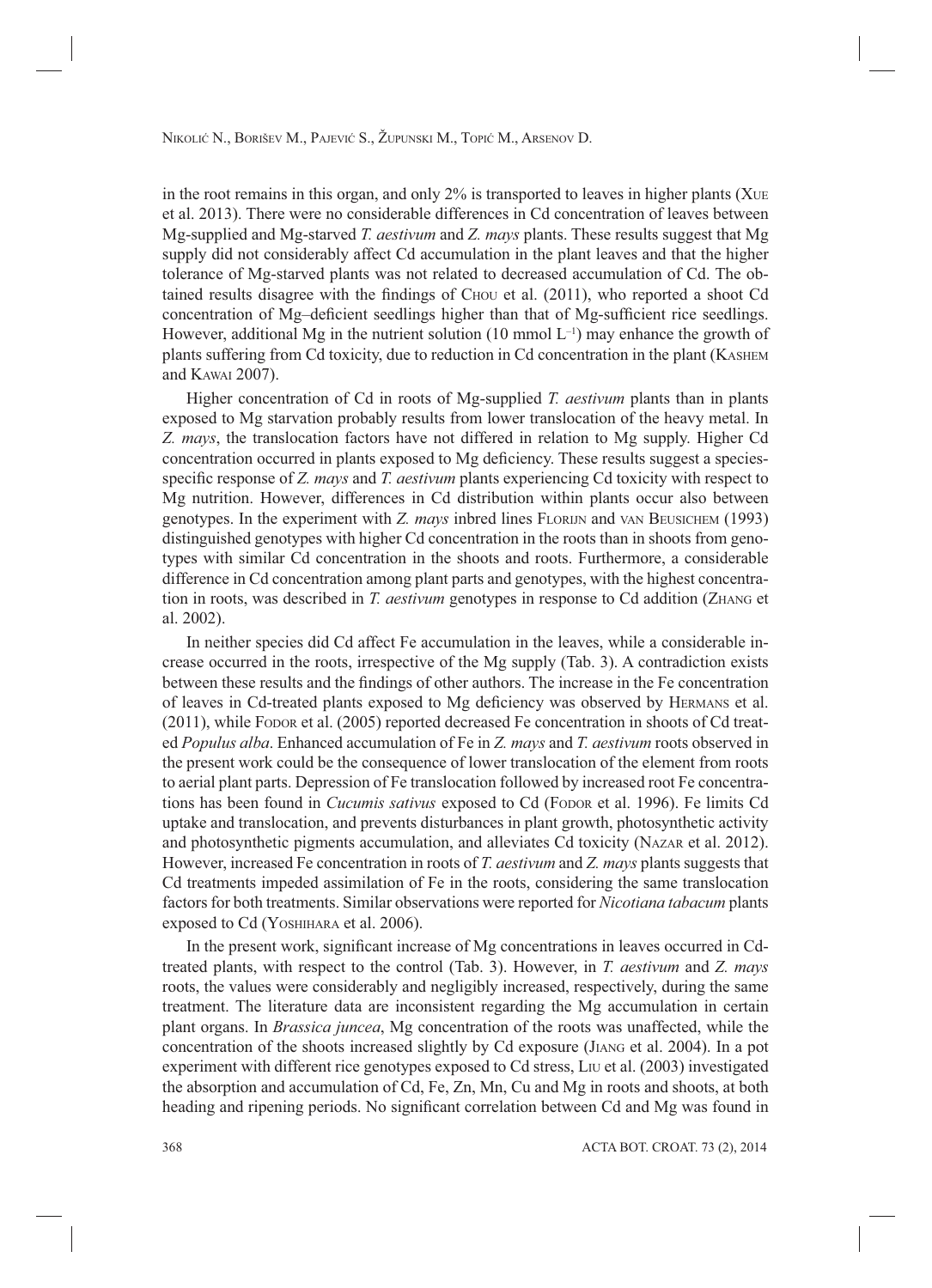in the root remains in this organ, and only 2% is transported to leaves in higher plants (Xue et al. 2013). There were no considerable differences in Cd concentration of leaves between Mg-supplied and Mg-starved *T. aestivum* and *Z. mays* plants. These results suggest that Mg supply did not considerably affect Cd accumulation in the plant leaves and that the higher tolerance of Mg-starved plants was not related to decreased accumulation of Cd. The obtained results disagree with the findings of Chou et al. (2011), who reported a shoot Cd concentration of Mg–deficient seedlings higher than that of Mg-sufficient rice seedlings. However, additional Mg in the nutrient solution (10 mmol $L^{-1}$) may enhance the growth of plants suffering from Cd toxicity, due to reduction in Cd concentration in the plant (Kashem and Kawai 2007).

Higher concentration of Cd in roots of Mg-supplied *T. aestivum* plants than in plants exposed to Mg starvation probably results from lower translocation of the heavy metal. In *Z. mays*, the translocation factors have not differed in relation to Mg supply. Higher Cd concentration occurred in plants exposed to Mg deficiency. These results suggest a species-specific response of *Z. mays* and *T. aestivum* plants experiencing Cd toxicity with respect to Mg nutrition. However, differences in Cd distribution within plants occur also between genotypes. In the experiment with *Z. mays* inbred lines Florijn and van Beusichem (1993) distinguished genotypes with higher Cd concentration in the roots than in shoots from genotypes with similar Cd concentration in the shoots and roots. Furthermore, a considerable difference in Cd concentration among plant parts and genotypes, with the highest concentration in roots, was described in *T. aestivum* genotypes in response to Cd addition (Zhang et al. 2002).

In neither species did Cd affect Fe accumulation in the leaves, while a considerable increase occurred in the roots, irrespective of the Mg supply (Tab. 3). A contradiction exists between these results and the findings of other authors. The increase in the Fe concentration of leaves in Cd-treated plants exposed to Mg deficiency was observed by Hermans et al. (2011), while Fodor et al. (2005) reported decreased Fe concentration in shoots of Cd treated *Populus alba*. Enhanced accumulation of Fe in *Z. mays* and *T. aestivum* roots observed in the present work could be the consequence of lower translocation of the element from roots to aerial plant parts. Depression of Fe translocation followed by increased root Fe concentrations has been found in *Cucumis sativus* exposed to Cd (Fodor et al. 1996). Fe limits Cd uptake and translocation, and prevents disturbances in plant growth, photosynthetic activity and photosynthetic pigments accumulation, and alleviates Cd toxicity (Nazar et al. 2012). However, increased Fe concentration in roots of *T. aestivum* and *Z. mays* plants suggests that Cd treatments impeded assimilation of Fe in the roots, considering the same translocation factors for both treatments. Similar observations were reported for *Nicotiana tabacum* plants exposed to Cd (Yoshihara et al. 2006).

In the present work, significant increase of Mg concentrations in leaves occurred in Cd-treated plants, with respect to the control (Tab. 3). However, in *T. aestivum* and *Z. mays* roots, the values were considerably and negligibly increased, respectively, during the same treatment. The literature data are inconsistent regarding the Mg accumulation in certain plant organs. In *Brassica juncea*, Mg concentration of the roots was unaffected, while the concentration of the shoots increased slightly by Cd exposure (Jiang et al. 2004). In a pot experiment with different rice genotypes exposed to Cd stress, Liu et al. (2003) investigated the absorption and accumulation of Cd, Fe, Zn, Mn, Cu and Mg in roots and shoots, at both heading and ripening periods. No significant correlation between Cd and Mg was found in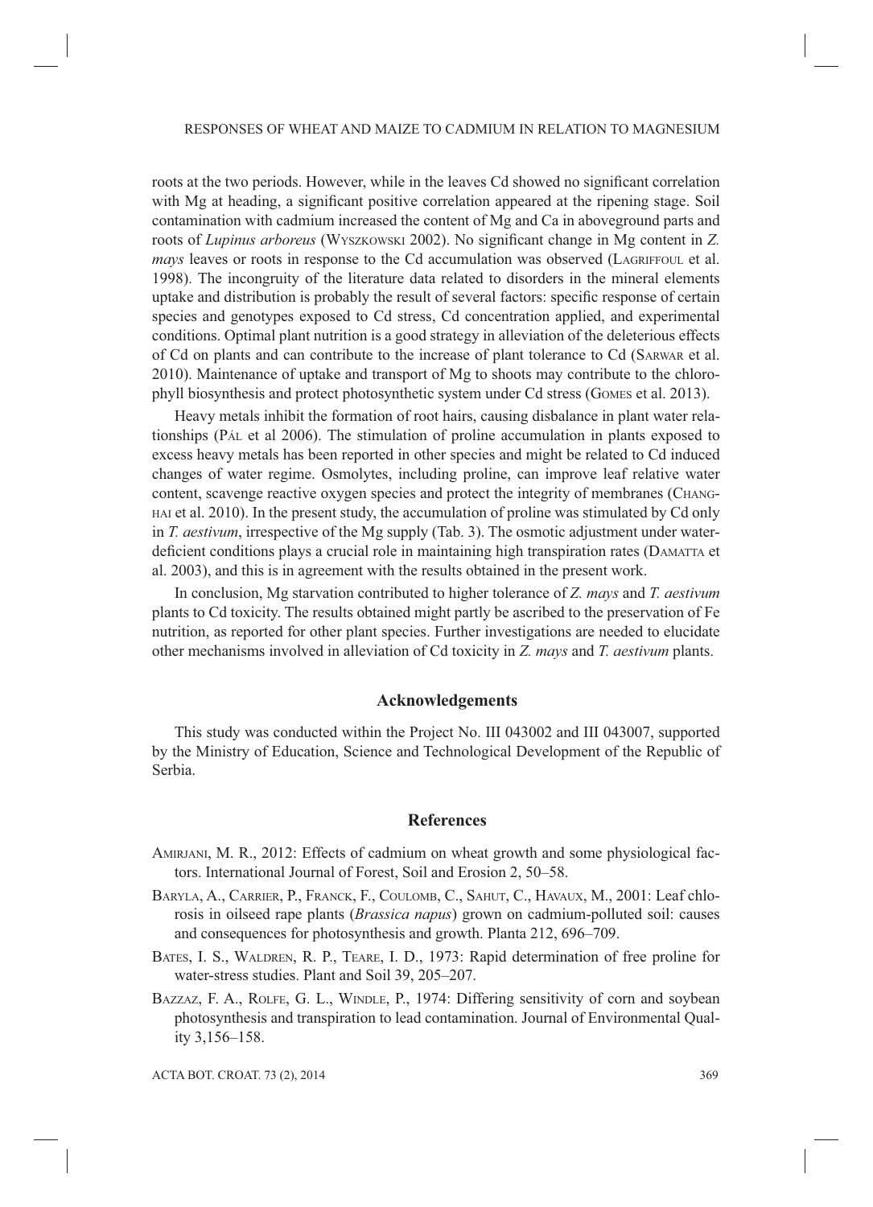roots at the two periods. However, while in the leaves Cd showed no significant correlation with Mg at heading, a significant positive correlation appeared at the ripening stage. Soil contamination with cadmium increased the content of Mg and Ca in aboveground parts and roots of *Lupinus arboreus* (Wyszkowski 2002). No significant change in Mg content in *Z. mays* leaves or roots in response to the Cd accumulation was observed (Lagriffoul et al. 1998). The incongruity of the literature data related to disorders in the mineral elements uptake and distribution is probably the result of several factors: specific response of certain species and genotypes exposed to Cd stress, Cd concentration applied, and experimental conditions. Optimal plant nutrition is a good strategy in alleviation of the deleterious effects of Cd on plants and can contribute to the increase of plant tolerance to Cd (Sarwar et al. 2010). Maintenance of uptake and transport of Mg to shoots may contribute to the chlorophyll biosynthesis and protect photosynthetic system under Cd stress (Gomes et al. 2013).

Heavy metals inhibit the formation of root hairs, causing disbalance in plant water relationships (Pál et al 2006). The stimulation of proline accumulation in plants exposed to excess heavy metals has been reported in other species and might be related to Cd induced changes of water regime. Osmolytes, including proline, can improve leaf relative water content, scavenge reactive oxygen species and protect the integrity of membranes (Changhai et al. 2010). In the present study, the accumulation of proline was stimulated by Cd only in *T. aestivum*, irrespective of the Mg supply (Tab. 3). The osmotic adjustment under water-deficient conditions plays a crucial role in maintaining high transpiration rates (Damatta et al. 2003), and this is in agreement with the results obtained in the present work.

In conclusion, Mg starvation contributed to higher tolerance of *Z. mays* and *T. aestivum* plants to Cd toxicity. The results obtained might partly be ascribed to the preservation of Fe nutrition, as reported for other plant species. Further investigations are needed to elucidate other mechanisms involved in alleviation of Cd toxicity in *Z. mays* and *T. aestivum* plants.

## Acknowledgements

This study was conducted within the Project No. III 043002 and III 043007, supported by the Ministry of Education, Science and Technological Development of the Republic of Serbia.

## References

Amirjani, M. R., 2012: Effects of cadmium on wheat growth and some physiological factors. International Journal of Forest, Soil and Erosion 2, 50–58.

Baryla, A., Carrier, P., Franck, F., Coulomb, C., Sahut, C., Havaux, M., 2001: Leaf chlorosis in oilseed rape plants (*Brassica napus*) grown on cadmium-polluted soil: causes and consequences for photosynthesis and growth. Planta 212, 696–709.

Bates, I. S., Waldren, R. P., Teare, I. D., 1973: Rapid determination of free proline for water-stress studies. Plant and Soil 39, 205–207.

Bazzaz, F. A., Rolfe, G. L., Windle, P., 1974: Differing sensitivity of corn and soybean photosynthesis and transpiration to lead contamination. Journal of Environmental Quality 3,156–158.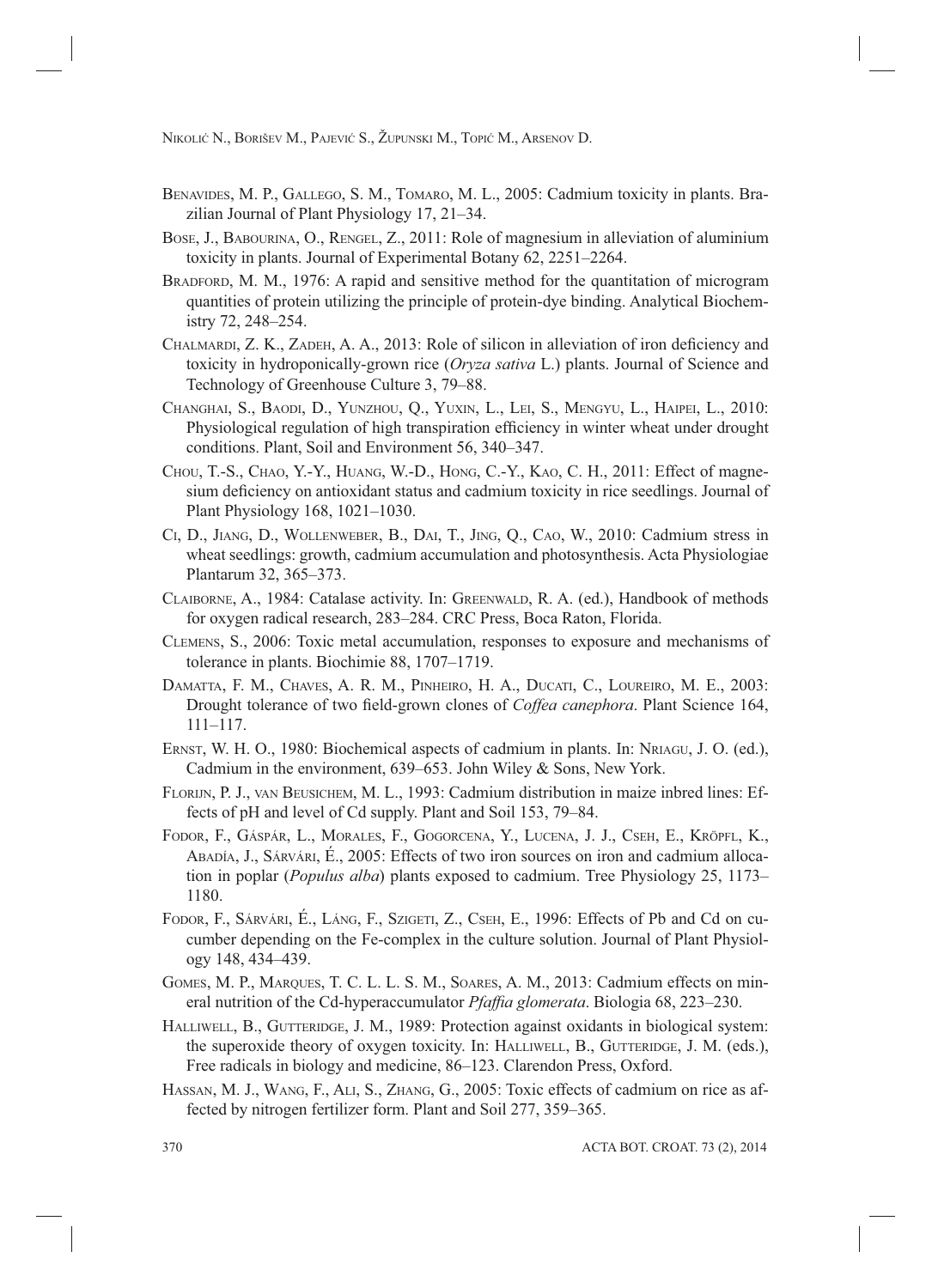Benavides, M. P., Gallego, S. M., Tomaro, M. L., 2005: Cadmium toxicity in plants. Brazilian Journal of Plant Physiology 17, 21–34.

Bose, J., Babourina, O., Rengel, Z., 2011: Role of magnesium in alleviation of aluminium toxicity in plants. Journal of Experimental Botany 62, 2251–2264.

Bradford, M. M., 1976: A rapid and sensitive method for the quantitation of microgram quantities of protein utilizing the principle of protein-dye binding. Analytical Biochemistry 72, 248–254.

Chalmardi, Z. K., Zadeh, A. A., 2013: Role of silicon in alleviation of iron deficiency and toxicity in hydroponically-grown rice (*Oryza sativa* L.) plants. Journal of Science and Technology of Greenhouse Culture 3, 79–88.

Changhai, S., Baodi, D., Yunzhou, Q., Yuxin, L., Lei, S., Mengyu, L., Haipei, L., 2010: Physiological regulation of high transpiration efficiency in winter wheat under drought conditions. Plant, Soil and Environment 56, 340–347.

Chou, T.-S., Chao, Y.-Y., Huang, W.-D., Hong, C.-Y., Kao, C. H., 2011: Effect of magnesium deficiency on antioxidant status and cadmium toxicity in rice seedlings. Journal of Plant Physiology 168, 1021–1030.

Ci, D., Jiang, D., Wollenweber, B., Dai, T., Jing, Q., Cao, W., 2010: Cadmium stress in wheat seedlings: growth, cadmium accumulation and photosynthesis. Acta Physiologiae Plantarum 32, 365–373.

Claiborne, A., 1984: Catalase activity. In: Greenwald, R. A. (ed.), Handbook of methods for oxygen radical research, 283–284. CRC Press, Boca Raton, Florida.

Clemens, S., 2006: Toxic metal accumulation, responses to exposure and mechanisms of tolerance in plants. Biochimie 88, 1707–1719.

DaMatta, F. M., Chaves, A. R. M., Pinheiro, H. A., Ducati, C., Loureiro, M. E., 2003: Drought tolerance of two field-grown clones of *Coffea canephora*. Plant Science 164, 111–117.

Ernst, W. H. O., 1980: Biochemical aspects of cadmium in plants. In: Nriagu, J. O. (ed.), Cadmium in the environment, 639–653. John Wiley & Sons, New York.

Florijn, P. J., van Beusichem, M. L., 1993: Cadmium distribution in maize inbred lines: Effects of pH and level of Cd supply. Plant and Soil 153, 79–84.

Fodor, F., Gáspár, L., Morales, F., Gogorcena, Y., Lucena, J. J., Cseh, E., Kröpfl, K., Abadía, J., Sárvári, É., 2005: Effects of two iron sources on iron and cadmium allocation in poplar (*Populus alba*) plants exposed to cadmium. Tree Physiology 25, 1173–1180.

Fodor, F., Sárvári, É., Láng, F., Szigeti, Z., Cseh, E., 1996: Effects of Pb and Cd on cucumber depending on the Fe-complex in the culture solution. Journal of Plant Physiology 148, 434–439.

Gomes, M. P., Marques, T. C. L. L. S. M., Soares, A. M., 2013: Cadmium effects on mineral nutrition of the Cd-hyperaccumulator *Pfaffia glomerata*. Biologia 68, 223–230.

Halliwell, B., Gutteridge, J. M., 1989: Protection against oxidants in biological system: the superoxide theory of oxygen toxicity. In: Halliwell, B., Gutteridge, J. M. (eds.), Free radicals in biology and medicine, 86–123. Clarendon Press, Oxford.

Hassan, M. J., Wang, F., Ali, S., Zhang, G., 2005: Toxic effects of cadmium on rice as affected by nitrogen fertilizer form. Plant and Soil 277, 359–365.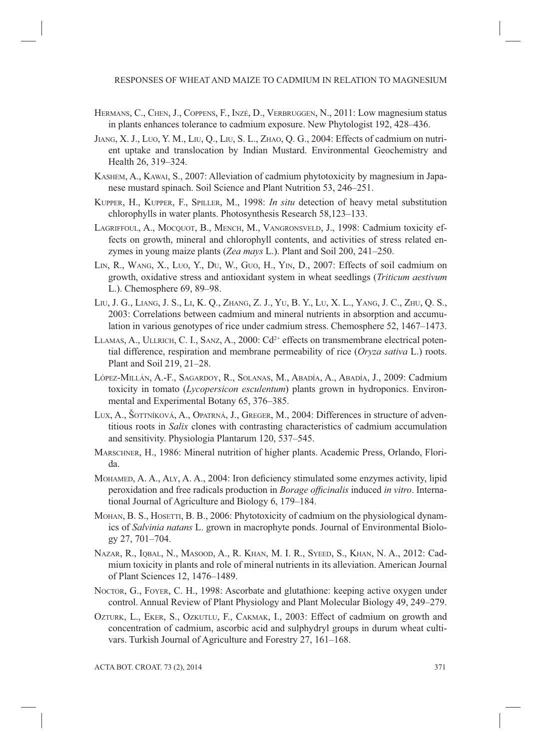Hermans, C., Chen, J., Coppens, F., Inzé, D., Verbruggen, N., 2011: Low magnesium status in plants enhances tolerance to cadmium exposure. New Phytologist 192, 428–436.

Jiang, X. J., Luo, Y. M., Liu, Q., Liu, S. L., Zhao, Q. G., 2004: Effects of cadmium on nutrient uptake and translocation by Indian Mustard. Environmental Geochemistry and Health 26, 319–324.

Kashem, A., Kawai, S., 2007: Alleviation of cadmium phytotoxicity by magnesium in Japanese mustard spinach. Soil Science and Plant Nutrition 53, 246–251.

Kupper, H., Kupper, F., Spiller, M., 1998: *In situ* detection of heavy metal substitution chlorophylls in water plants. Photosynthesis Research 58,123–133.

Lagriffoul, A., Mocquot, B., Mench, M., Vangronsveld, J., 1998: Cadmium toxicity effects on growth, mineral and chlorophyll contents, and activities of stress related enzymes in young maize plants (*Zea mays* L.). Plant and Soil 200, 241–250.

Lin, R., Wang, X., Luo, Y., Du, W., Guo, H., Yin, D., 2007: Effects of soil cadmium on growth, oxidative stress and antioxidant system in wheat seedlings (*Triticum aestivum* L.). Chemosphere 69, 89–98.

Liu, J. G., Liang, J. S., Li, K. Q., Zhang, Z. J., Yu, B. Y., Lu, X. L., Yang, J. C., Zhu, Q. S., 2003: Correlations between cadmium and mineral nutrients in absorption and accumulation in various genotypes of rice under cadmium stress. Chemosphere 52, 1467–1473.

Llamas, A., Ullrich, C. I., Sanz, A., 2000: $Cd^{2+}$ effects on transmembrane electrical potential difference, respiration and membrane permeability of rice (*Oryza sativa* L.) roots. Plant and Soil 219, 21–28.

López-Millán, A.-F., Sagardoy, R., Solanas, M., Abadía, A., Abadía, J., 2009: Cadmium toxicity in tomato (*Lycopersicon esculentum*) plants grown in hydroponics. Environmental and Experimental Botany 65, 376–385.

Lux, A., Šottníková, A., Opatrná, J., Greger, M., 2004: Differences in structure of adventitious roots in *Salix* clones with contrasting characteristics of cadmium accumulation and sensitivity. Physiologia Plantarum 120, 537–545.

Marschner, H., 1986: Mineral nutrition of higher plants. Academic Press, Orlando, Florida.

Mohamed, A. A., Aly, A. A., 2004: Iron deficiency stimulated some enzymes activity, lipid peroxidation and free radicals production in *Borage officinalis* induced *in vitro*. International Journal of Agriculture and Biology 6, 179–184.

Mohan, B. S., Hosetti, B. B., 2006: Phytotoxicity of cadmium on the physiological dynamics of *Salvinia natans* L. grown in macrophyte ponds. Journal of Environmental Biology 27, 701–704.

Nazar, R., Iqbal, N., Masood, A., R. Khan, M. I. R., Syeed, S., Khan, N. A., 2012: Cadmium toxicity in plants and role of mineral nutrients in its alleviation. American Journal of Plant Sciences 12, 1476–1489.

Noctor, G., Foyer, C. H., 1998: Ascorbate and glutathione: keeping active oxygen under control. Annual Review of Plant Physiology and Plant Molecular Biology 49, 249–279.

Ozturk, L., Eker, S., Ozkutlu, F., Cakmak, I., 2003: Effect of cadmium on growth and concentration of cadmium, ascorbic acid and sulphydryl groups in durum wheat cultivars. Turkish Journal of Agriculture and Forestry 27, 161–168.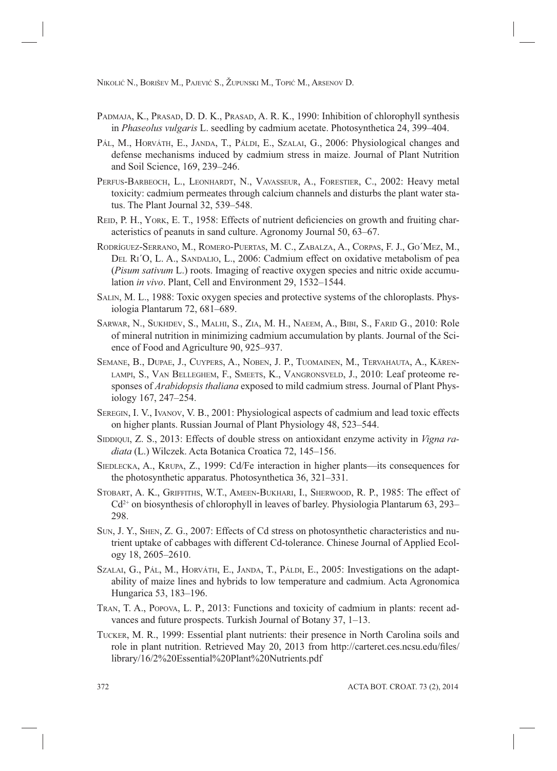Padmaja, K., Prasad, D. D. K., Prasad, A. R. K., 1990: Inhibition of chlorophyll synthesis in *Phaseolus vulgaris* L. seedling by cadmium acetate. Photosynthetica 24, 399–404.

Pál, M., Horváth, E., Janda, T., Páldi, E., Szalai, G., 2006: Physiological changes and defense mechanisms induced by cadmium stress in maize. Journal of Plant Nutrition and Soil Science, 169, 239–246.

Perfus-Barbeoch, L., Leonhardt, N., Vavasseur, A., Forestier, C., 2002: Heavy metal toxicity: cadmium permeates through calcium channels and disturbs the plant water status. The Plant Journal 32, 539–548.

Reid, P. H., York, E. T., 1958: Effects of nutrient deficiencies on growth and fruiting characteristics of peanuts in sand culture. Agronomy Journal 50, 63–67.

Rodríguez-Serrano, M., Romero-Puertas, M. C., Zabalza, A., Corpas, F. J., Go´Mez, M., Del Ri´O, L. A., Sandalio, L., 2006: Cadmium effect on oxidative metabolism of pea (*Pisum sativum* L.) roots. Imaging of reactive oxygen species and nitric oxide accumulation *in vivo*. Plant, Cell and Environment 29, 1532–1544.

Salin, M. L., 1988: Toxic oxygen species and protective systems of the chloroplasts. Physiologia Plantarum 72, 681–689.

Sarwar, N., Sukhdev, S., Malhi, S., Zia, M. H., Naeem, A., Bibi, S., Farid G., 2010: Role of mineral nutrition in minimizing cadmium accumulation by plants. Journal of the Science of Food and Agriculture 90, 925–937.

Semane, B., Dupae, J., Cuypers, A., Noben, J. P., Tuomainen, M., Tervahauta, A., Kärenlampi, S., Van Belleghem, F., Smeets, K., Vangronsveld, J., 2010: Leaf proteome responses of *Arabidopsis thaliana* exposed to mild cadmium stress. Journal of Plant Physiology 167, 247–254.

Seregin, I. V., Ivanov, V. B., 2001: Physiological aspects of cadmium and lead toxic effects on higher plants. Russian Journal of Plant Physiology 48, 523–544.

Siddiqui, Z. S., 2013: Effects of double stress on antioxidant enzyme activity in *Vigna radiata* (L.) Wilczek. Acta Botanica Croatica 72, 145–156.

Siedlecka, A., Krupa, Z., 1999: Cd/Fe interaction in higher plants—its consequences for the photosynthetic apparatus. Photosynthetica 36, 321–331.

Stobart, A. K., Griffiths, W.T., Ameen-Bukhari, I., Sherwood, R. P., 1985: The effect of $Cd^{2+}$ on biosynthesis of chlorophyll in leaves of barley. Physiologia Plantarum 63, 293–298.

Sun, J. Y., Shen, Z. G., 2007: Effects of Cd stress on photosynthetic characteristics and nutrient uptake of cabbages with different Cd-tolerance. Chinese Journal of Applied Ecology 18, 2605–2610.

Szalai, G., Pál, M., Horváth, E., Janda, T., Páldi, E., 2005: Investigations on the adaptability of maize lines and hybrids to low temperature and cadmium. Acta Agronomica Hungarica 53, 183–196.

Tran, T. A., Popova, L. P., 2013: Functions and toxicity of cadmium in plants: recent advances and future prospects. Turkish Journal of Botany 37, 1–13.

Tucker, M. R., 1999: Essential plant nutrients: their presence in North Carolina soils and role in plant nutrition. Retrieved May 20, 2013 from http://carteret.ces.ncsu.edu/files/library/16/2%20Essential%20Plant%20Nutrients.pdf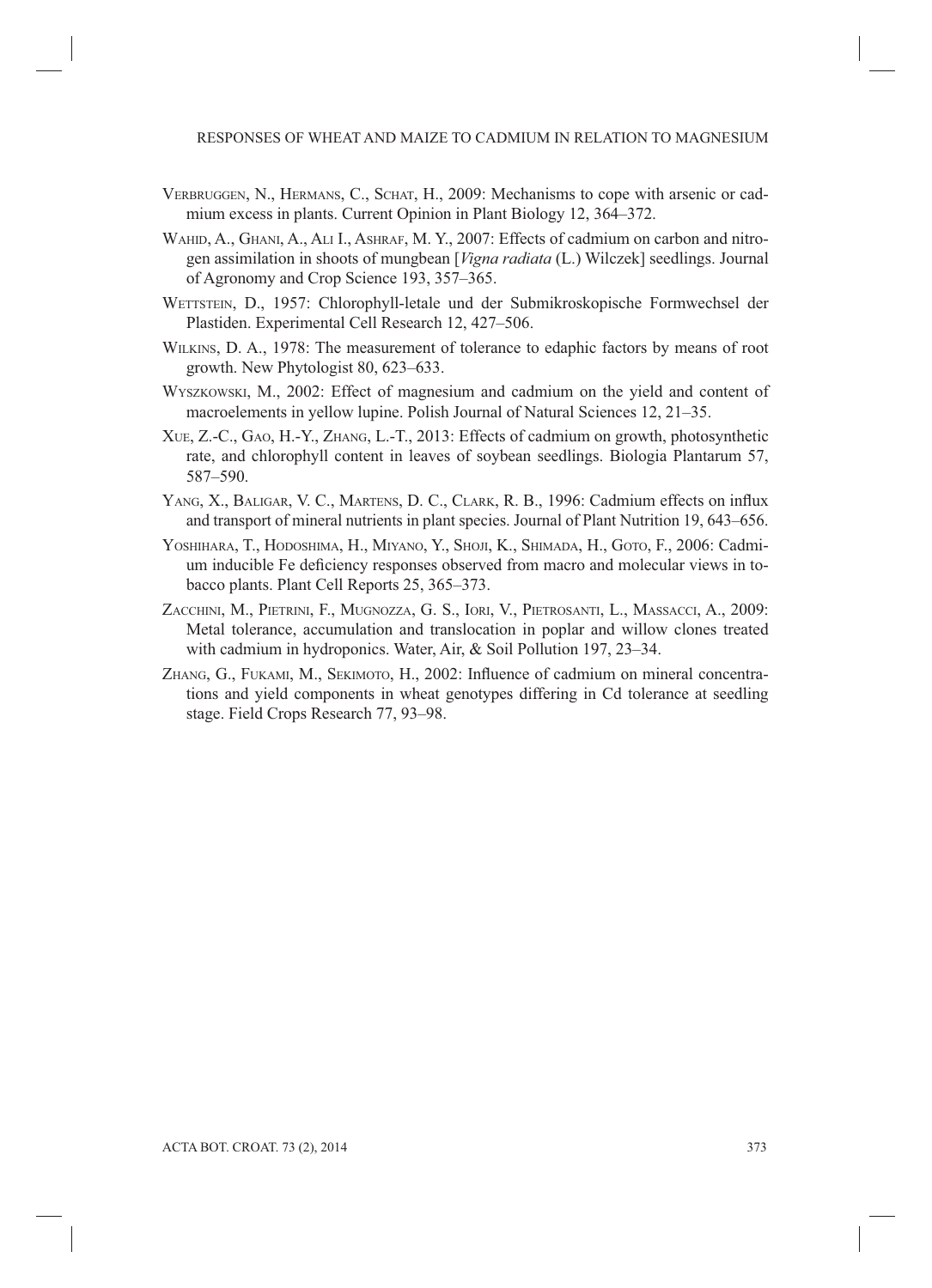Verbruggen, N., Hermans, C., Schat, H., 2009: Mechanisms to cope with arsenic or cadmium excess in plants. Current Opinion in Plant Biology 12, 364–372.

Wahid, A., Ghani, A., Ali I., Ashraf, M. Y., 2007: Effects of cadmium on carbon and nitrogen assimilation in shoots of mungbean [*Vigna radiata* (L.) Wilczek] seedlings. Journal of Agronomy and Crop Science 193, 357–365.

Wettstein, D., 1957: Chlorophyll-letale und der Submikroskopische Formwechsel der Plastiden. Experimental Cell Research 12, 427–506.

Wilkins, D. A., 1978: The measurement of tolerance to edaphic factors by means of root growth. New Phytologist 80, 623–633.

Wyszkowski, M., 2002: Effect of magnesium and cadmium on the yield and content of macroelements in yellow lupine. Polish Journal of Natural Sciences 12, 21–35.

Xue, Z.-C., Gao, H.-Y., Zhang, L.-T., 2013: Effects of cadmium on growth, photosynthetic rate, and chlorophyll content in leaves of soybean seedlings. Biologia Plantarum 57, 587–590.

Yang, X., Baligar, V. C., Martens, D. C., Clark, R. B., 1996: Cadmium effects on influx and transport of mineral nutrients in plant species. Journal of Plant Nutrition 19, 643–656.

Yoshihara, T., Hodoshima, H., Miyano, Y., Shoji, K., Shimada, H., Goto, F., 2006: Cadmium inducible Fe deficiency responses observed from macro and molecular views in tobacco plants. Plant Cell Reports 25, 365–373.

Zacchini, M., Pietrini, F., Mugnozza, G. S., Iori, V., Pietrosanti, L., Massacci, A., 2009: Metal tolerance, accumulation and translocation in poplar and willow clones treated with cadmium in hydroponics. Water, Air, & Soil Pollution 197, 23–34.

Zhang, G., Fukami, M., Sekimoto, H., 2002: Influence of cadmium on mineral concentrations and yield components in wheat genotypes differing in Cd tolerance at seedling stage. Field Crops Research 77, 93–98.